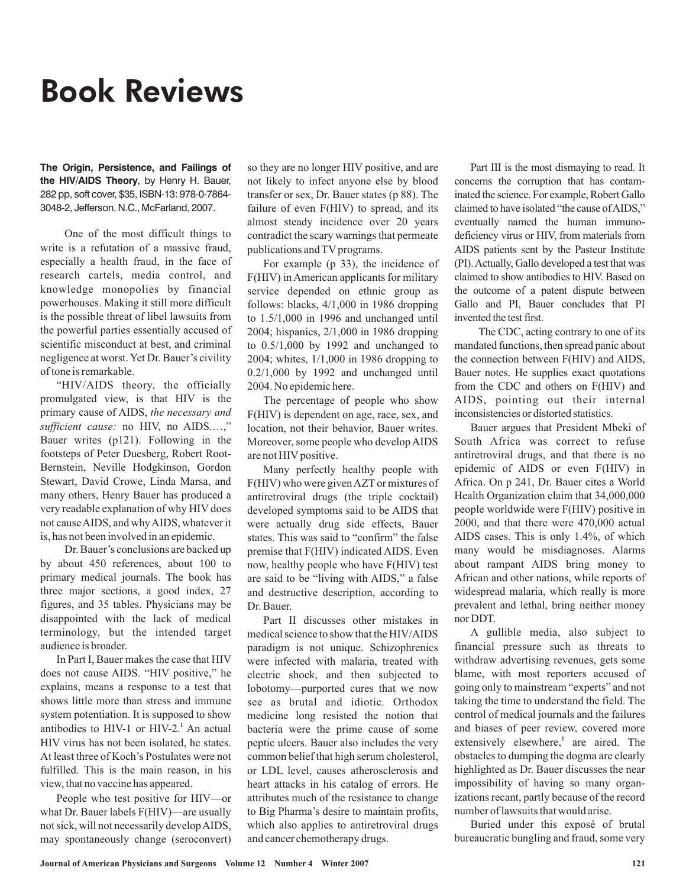# Book Reviews

**The Origin, Persistence, and Failings of the HIV/AIDS Theory**, by Henry H. Bauer, 282 pp, soft cover, $35, ISBN-13: 978-0-7864-3048-2, Jefferson, N.C., McFarland, 2007.

One of the most difficult things to write is a refutation of a massive fraud, especially a health fraud, in the face of research cartels, media control, and knowledge monopolies by financial powerhouses. Making it still more difficult is the possible threat of libel lawsuits from the powerful parties essentially accused of scientific misconduct at best, and criminal negligence at worst. Yet Dr. Bauer's civility of tone is remarkable.

"HIV/AIDS theory, the officially promulgated view, is that HIV is the primary cause of AIDS, *the necessary and sufficient cause:* no HIV, no AIDS….," Bauer writes (p121). Following in the footsteps of Peter Duesberg, Robert Root-Bernstein, Neville Hodgkinson, Gordon Stewart, David Crowe, Linda Marsa, and many others, Henry Bauer has produced a very readable explanation of why HIV does not cause AIDS, and why AIDS, whatever it is, has not been involved in an epidemic.

Dr. Bauer's conclusions are backed up by about 450 references, about 100 to primary medical journals. The book has three major sections, a good index, 27 figures, and 35 tables. Physicians may be disappointed with the lack of medical terminology, but the intended target audience is broader.

In Part I, Bauer makes the case that HIV does not cause AIDS. "HIV positive," he explains, means a response to a test that shows little more than stress and immune system potentiation. It is supposed to show antibodies to HIV-1 or HIV-2.[1] An actual HIV virus has not been isolated, he states. At least three of Koch's Postulates were not fulfilled. This is the main reason, in his view, that no vaccine has appeared.

People who test positive for HIV—or what Dr. Bauer labels F(HIV)—are usually not sick, will not necessarily develop AIDS, may spontaneously change (seroconvert) so they are no longer HIV positive, and are not likely to infect anyone else by blood transfer or sex, Dr. Bauer states (p 88). The failure of even F(HIV) to spread, and its almost steady incidence over 20 years contradict the scary warnings that permeate publications and TV programs.

For example (p 33), the incidence of F(HIV) in American applicants for military service depended on ethnic group as follows: blacks, 4/1,000 in 1986 dropping to 1.5/1,000 in 1996 and unchanged until 2004; hispanics, 2/1,000 in 1986 dropping to 0.5/1,000 by 1992 and unchanged to 2004; whites, 1/1,000 in 1986 dropping to 0.2/1,000 by 1992 and unchanged until 2004. No epidemic here.

The percentage of people who show F(HIV) is dependent on age, race, sex, and location, not their behavior, Bauer writes. Moreover, some people who develop AIDS are not HIV positive.

Many perfectly healthy people with F(HIV) who were given AZT or mixtures of antiretroviral drugs (the triple cocktail) developed symptoms said to be AIDS that were actually drug side effects, Bauer states. This was said to "confirm" the false premise that F(HIV) indicated AIDS. Even now, healthy people who have F(HIV) test are said to be "living with AIDS," a false and destructive description, according to Dr. Bauer.

Part II discusses other mistakes in medical science to show that the HIV/AIDS paradigm is not unique. Schizophrenics were infected with malaria, treated with electric shock, and then subjected to lobotomy—purported cures that we now see as brutal and idiotic. Orthodox medicine long resisted the notion that bacteria were the prime cause of some peptic ulcers. Bauer also includes the very common belief that high serum cholesterol, or LDL level, causes atherosclerosis and heart attacks in his catalog of errors. He attributes much of the resistance to change to Big Pharma's desire to maintain profits, which also applies to antiretroviral drugs and cancer chemotherapy drugs.

Part III is the most dismaying to read. It concerns the corruption that has contaminated the science. For example, Robert Gallo claimed to have isolated "the cause of AIDS," eventually named the human immunodeficiency virus or HIV, from materials from AIDS patients sent by the Pasteur Institute (PI). Actually, Gallo developed a test that was claimed to show antibodies to HIV. Based on the outcome of a patent dispute between Gallo and PI, Bauer concludes that PI invented the test first.

The CDC, acting contrary to one of its mandated functions, then spread panic about the connection between F(HIV) and AIDS, Bauer notes. He supplies exact quotations from the CDC and others on F(HIV) and AIDS, pointing out their internal inconsistencies or distorted statistics.

Bauer argues that President Mbeki of South Africa was correct to refuse antiretroviral drugs, and that there is no epidemic of AIDS or even F(HIV) in Africa. On p 241, Dr. Bauer cites a World Health Organization claim that 34,000,000 people worldwide were F(HIV) positive in 2000, and that there were 470,000 actual AIDS cases. This is only 1.4%, of which many would be misdiagnoses. Alarms about rampant AIDS bring money to African and other nations, while reports of widespread malaria, which really is more prevalent and lethal, bring neither money nor DDT.

A gullible media, also subject to financial pressure such as threats to withdraw advertising revenues, gets some blame, with most reporters accused of going only to mainstream "experts" and not taking the time to understand the field. The control of medical journals and the failures and biases of peer review, covered more extensively elsewhere,[2] are aired. The obstacles to dumping the dogma are clearly highlighted as Dr. Bauer discusses the near impossibility of having so many organizations recant, partly because of the record number of lawsuits that would arise.

Buried under this exposé of brutal bureaucratic bungling and fraud, some very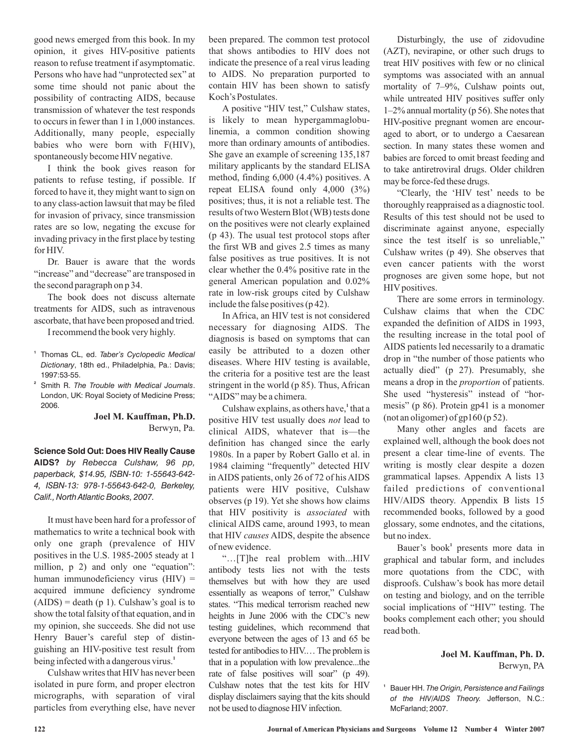good news emerged from this book. In my opinion, it gives HIV-positive patients reason to refuse treatment if asymptomatic. Persons who have had "unprotected sex" at some time should not panic about the possibility of contracting AIDS, because transmission of whatever the test responds to occurs in fewer than 1 in 1,000 instances. Additionally, many people, especially babies who were born with F(HIV), spontaneously become HIV negative.

I think the book gives reason for patients to refuse testing, if possible. If forced to have it, they might want to sign on to any class-action lawsuit that may be filed for invasion of privacy, since transmission rates are so low, negating the excuse for invading privacy in the first place by testing for HIV.

Dr. Bauer is aware that the words "increase" and "decrease" are transposed in the second paragraph on p 34.

The book does not discuss alternate treatments for AIDS, such as intravenous ascorbate, that have been proposed and tried.

I recommend the book very highly.

[1] Thomas CL, ed. *Taber's Cyclopedic Medical Dictionary*, 18th ed., Philadelphia, Pa.: Davis; 1997:53-55.

[2] Smith R. *The Trouble with Medical Journals*. London, UK: Royal Society of Medicine Press; 2006.

**Joel M. Kauffman, Ph.D.**
Berwyn, Pa.

**Science Sold Out: Does HIV Really Cause AIDS?** *by Rebecca Culshaw, 96 pp, paperback, $14.95, ISBN-10: 1-55643-642-4, ISBN-13: 978-1-55643-642-0, Berkeley, Calif., North Atlantic Books, 2007.*

It must have been hard for a professor of mathematics to write a technical book with only one graph (prevalence of HIV positives in the U.S. 1985-2005 steady at 1 million, p 2) and only one "equation": human immunodeficiency virus (HIV) = acquired immune deficiency syndrome (AIDS) = death (p 1). Culshaw's goal is to show the total falsity of that equation, and in my opinion, she succeeds. She did not use Henry Bauer's careful step of distinguishing an HIV-positive test result from being infected with a dangerous virus.[1]

Culshaw writes that HIV has never been isolated in pure form, and proper electron micrographs, with separation of viral particles from everything else, have never been prepared. The common test protocol that shows antibodies to HIV does not indicate the presence of a real virus leading to AIDS. No preparation purported to contain HIV has been shown to satisfy Koch's Postulates.

A positive "HIV test," Culshaw states, is likely to mean hypergammaglobulinemia, a common condition showing more than ordinary amounts of antibodies. She gave an example of screening 135,187 military applicants by the standard ELISA method, finding 6,000 (4.4%) positives. A repeat ELISA found only 4,000 (3%) positives; thus, it is not a reliable test. The results of two Western Blot (WB) tests done on the positives were not clearly explained (p 43). The usual test protocol stops after the first WB and gives 2.5 times as many false positives as true positives. It is not clear whether the 0.4% positive rate in the general American population and 0.02% rate in low-risk groups cited by Culshaw include the false positives (p 42).

In Africa, an HIV test is not considered necessary for diagnosing AIDS. The diagnosis is based on symptoms that can easily be attributed to a dozen other diseases. Where HIV testing is available, the criteria for a positive test are the least stringent in the world (p 85). Thus, African "AIDS" may be a chimera.

Culshaw explains, as others have,[1] that a positive HIV test usually does *not* lead to clinical AIDS, whatever that is—the definition has changed since the early 1980s. In a paper by Robert Gallo et al. in 1984 claiming "frequently" detected HIV in AIDS patients, only 26 of 72 of his AIDS patients were HIV positive, Culshaw observes (p 19). Yet she shows how claims that HIV positivity is *associated* with clinical AIDS came, around 1993, to mean that HIV *causes* AIDS, despite the absence of new evidence.

"…[T]he real problem with...HIV antibody tests lies not with the tests themselves but with how they are used essentially as weapons of terror," Culshaw states. "This medical terrorism reached new heights in June 2006 with the CDC's new testing guidelines, which recommend that everyone between the ages of 13 and 65 be tested for antibodies to HIV.… The problem is that in a population with low prevalence...the rate of false positives will soar" (p 49). Culshaw notes that the test kits for HIV display disclaimers saying that the kits should not be used to diagnose HIV infection.

Disturbingly, the use of zidovudine (AZT), nevirapine, or other such drugs to treat HIV positives with few or no clinical symptoms was associated with an annual mortality of 7–9%, Culshaw points out, while untreated HIV positives suffer only 1–2% annual mortality (p 56). She notes that HIV-positive pregnant women are encouraged to abort, or to undergo a Caesarean section. In many states these women and babies are forced to omit breast feeding and to take antiretroviral drugs. Older children may be force-fed these drugs.

"Clearly, the 'HIV test' needs to be thoroughly reappraised as a diagnostic tool. Results of this test should not be used to discriminate against anyone, especially since the test itself is so unreliable," Culshaw writes (p 49). She observes that even cancer patients with the worst prognoses are given some hope, but not HIV positives.

There are some errors in terminology. Culshaw claims that when the CDC expanded the definition of AIDS in 1993, the resulting increase in the total pool of AIDS patients led necessarily to a dramatic drop in "the number of those patients who actually died" (p 27). Presumably, she means a drop in the *proportion* of patients. She used "hysteresis" instead of "hormesis" (p 86). Protein gp41 is a monomer (not an oligomer) of gp160 (p 52).

Many other angles and facets are explained well, although the book does not present a clear time-line of events. The writing is mostly clear despite a dozen grammatical lapses. Appendix A lists 13 failed predictions of conventional HIV/AIDS theory. Appendix B lists 15 recommended books, followed by a good glossary, some endnotes, and the citations, but no index.

Bauer's book[1] presents more data in graphical and tabular form, and includes more quotations from the CDC, with disproofs. Culshaw's book has more detail on testing and biology, and on the terrible social implications of "HIV" testing. The books complement each other; you should read both.

**Joel M. Kauffman, Ph. D.**
Berwyn, PA

[1] Bauer HH. *The Origin, Persistence and Failings of the HIV/AIDS Theory.* Jefferson, N.C.: McFarland; 2007.